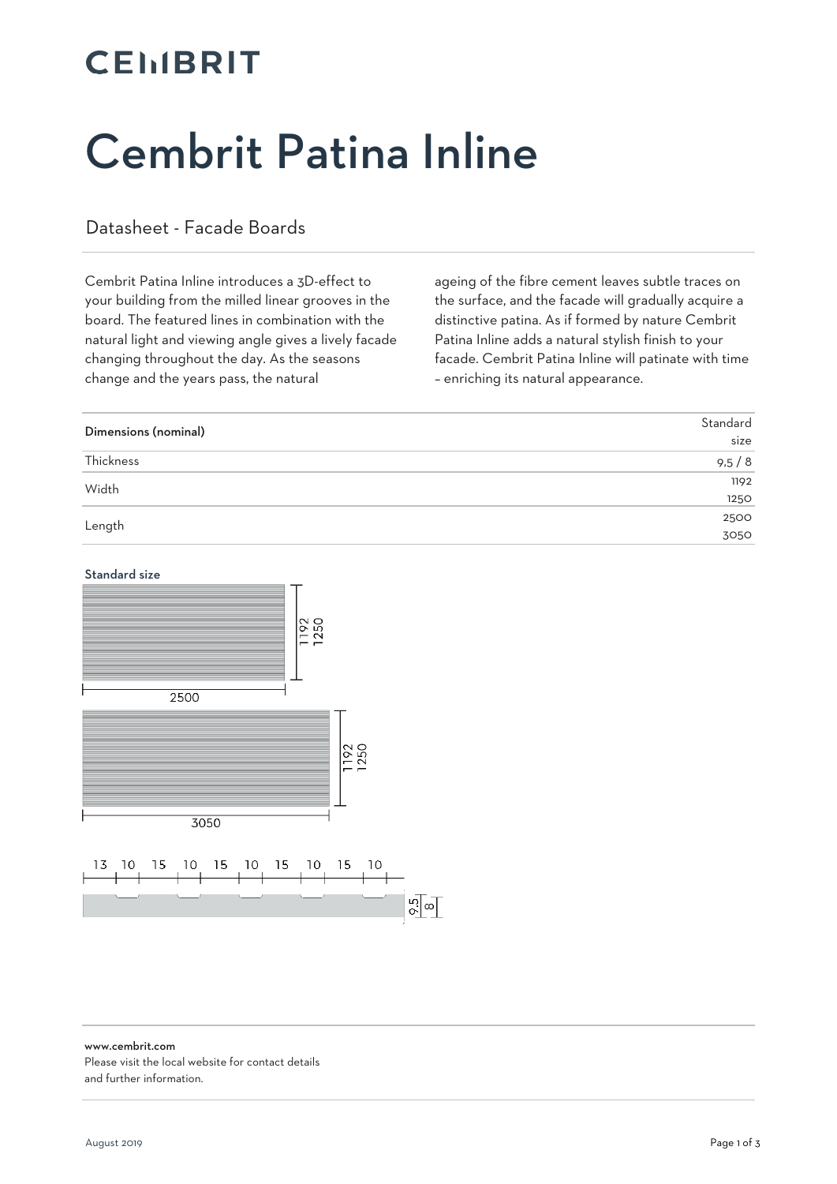CEMBRIT

# Cembrit Patina Inline

## Datasheet - Facade Boards

Cembrit Patina Inline introduces a 3D-effect to your building from the milled linear grooves in the board. The featured lines in combination with the natural light and viewing angle gives a lively facade changing throughout the day. As the seasons change and the years pass, the natural ageing of the fibre cement leaves subtle traces on the surface, and the facade will gradually acquire a distinctive patina. As if formed by nature Cembrit Patina Inline adds a natural stylish finish to your facade. Cembrit Patina Inline will patinate with time – enriching its natural appearance.

| **Dimensions (nominal)** | Standard size |
| --- | --- |
| Thickness | 9,5 / 8 |
| Width | 1192<br>1250 |
| Length | 2500<br>3050 |

**Standard size**

1192
1250
2500

1192
1250
3050

13 10 15 10 15 10 15 10 15 10

9,5 8

www.cembrit.com
Please visit the local website for contact details and further information.

August 2019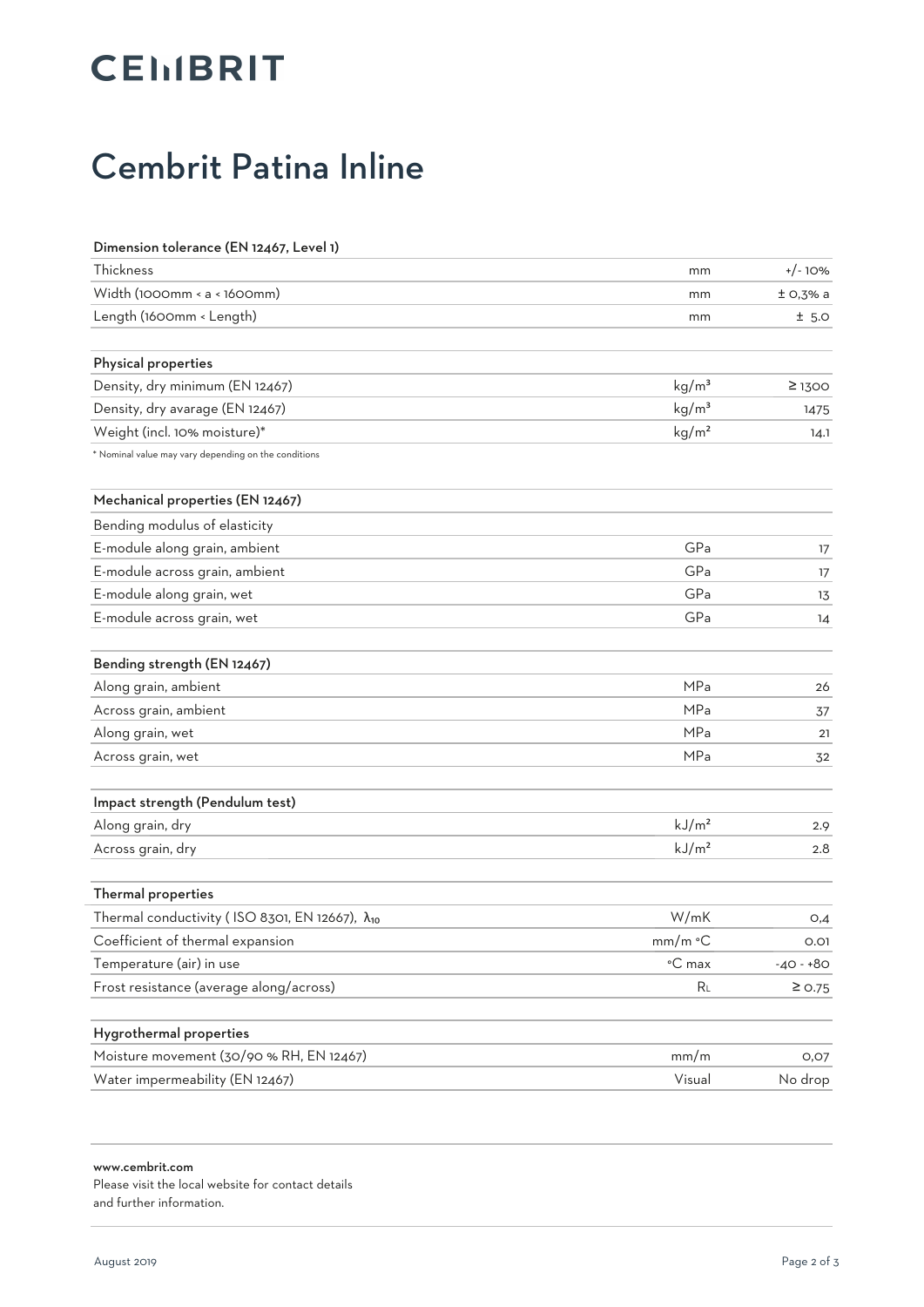CEMBRIT

# Cembrit Patina Inline

| Dimension tolerance (EN 12467, Level 1) | | |
|---|---|---|
| Thickness | mm | +/- 10% |
| Width (1000mm < a < 1600mm) | mm | ± 0,3% a |
| Length (1600mm < Length) | mm | ± 5.0 |

| Physical properties | | |
|---|---|---|
| Density, dry minimum (EN 12467) | kg/m³ | ≥ 1300 |
| Density, dry avarage (EN 12467) | kg/m³ | 1475 |
| Weight (incl. 10% moisture)* | kg/m² | 14.1 |

* Nominal value may vary depending on the conditions

| Mechanical properties (EN 12467) | | |
|---|---|---|
| Bending modulus of elasticity | | |
| E-module along grain, ambient | GPa | 17 |
| E-module across grain, ambient | GPa | 17 |
| E-module along grain, wet | GPa | 13 |
| E-module across grain, wet | GPa | 14 |

| Bending strength (EN 12467) | | |
|---|---|---|
| Along grain, ambient | MPa | 26 |
| Across grain, ambient | MPa | 37 |
| Along grain, wet | MPa | 21 |
| Across grain, wet | MPa | 32 |

| Impact strength (Pendulum test) | | |
|---|---|---|
| Along grain, dry | kJ/m² | 2.9 |
| Across grain, dry | kJ/m² | 2.8 |

| Thermal properties | | |
|---|---|---|
| Thermal conductivity ( ISO 8301, EN 12667), $\lambda_{10}$ | W/mK | 0,4 |
| Coefficient of thermal expansion | mm/m °C | 0.01 |
| Temperature (air) in use | °C max | -40 - +80 |
| Frost resistance (average along/across) | $R_L$ | ≥ 0.75 |

| Hygrothermal properties | | |
|---|---|---|
| Moisture movement (30/90 % RH, EN 12467) | mm/m | 0,07 |
| Water impermeability (EN 12467) | Visual | No drop |

**www.cembrit.com**
Please visit the local website for contact details and further information.

August 2019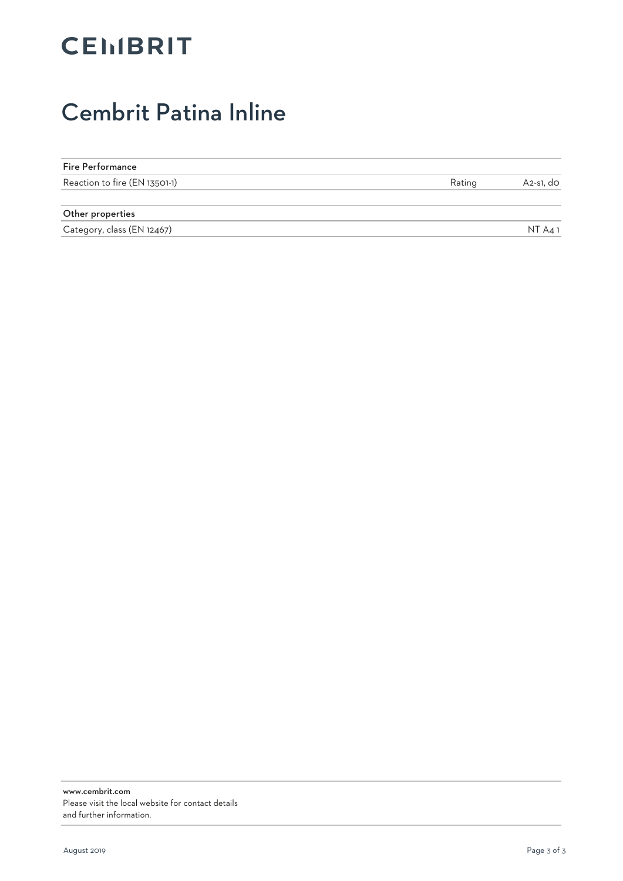CEMBRIT

# Cembrit Patina Inline

| Fire Performance | | |
|---|---|---|
| Reaction to fire (EN 13501-1) | Rating | A2-s1, d0 |

| Other properties | |
|---|---|
| Category, class (EN 12467) | NT A4 1 |

**www.cembrit.com**
Please visit the local website for contact details
and further information.

August 2019